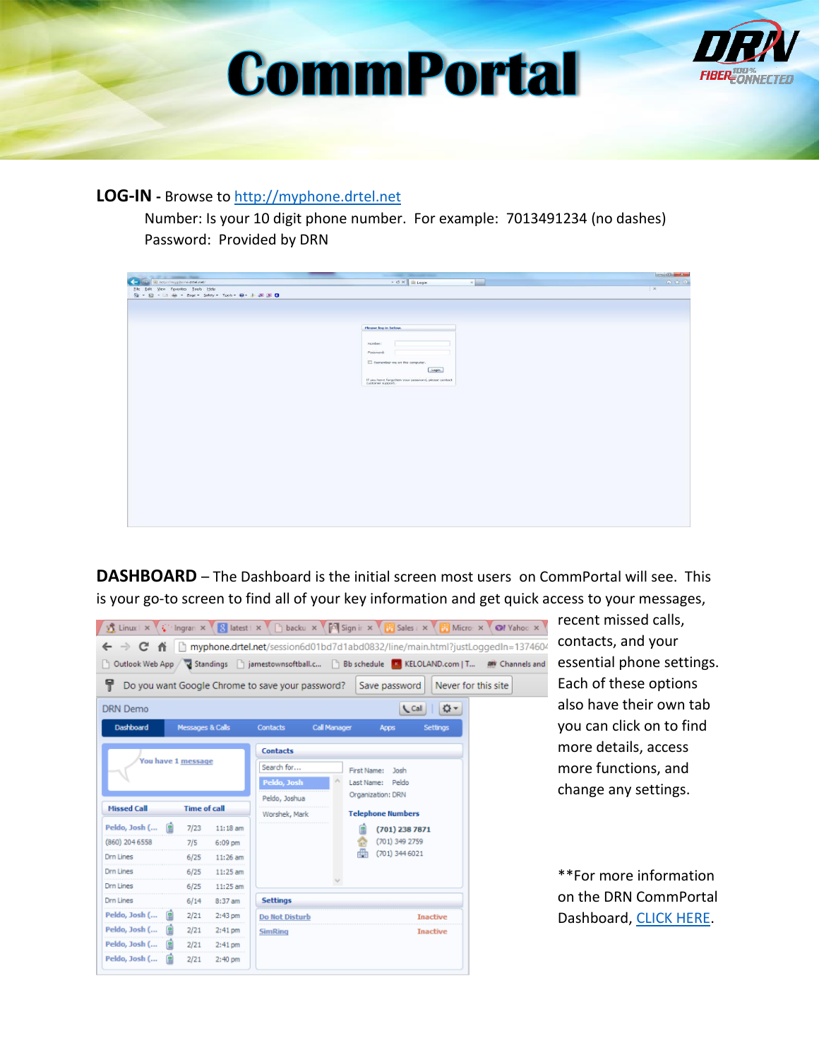# CommPortal

**LOG-IN -** Browse to http://myphone.drtel.net

Number: Is your 10 digit phone number. For example: 7013491234 (no dashes)

Password: Provided by DRN

**DASHBOARD** – The Dashboard is the initial screen most users on CommPortal will see. This is your go-to screen to find all of your key information and get quick access to your messages, recent missed calls, contacts, and your essential phone settings. Each of these options also have their own tab you can click on to find more details, access more functions, and change any settings.

**For more information on the DRN CommPortal Dashboard, CLICK HERE.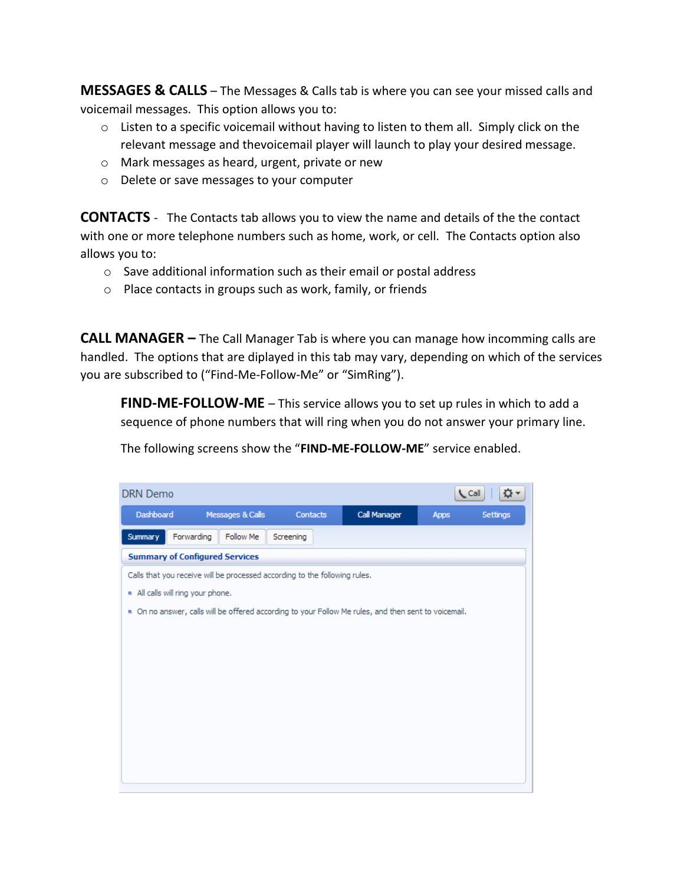**MESSAGES & CALLS** – The Messages & Calls tab is where you can see your missed calls and voicemail messages. This option allows you to:

- Listen to a specific voicemail without having to listen to them all. Simply click on the relevant message and thevoicemail player will launch to play your desired message.
- Mark messages as heard, urgent, private or new
- Delete or save messages to your computer

**CONTACTS** - The Contacts tab allows you to view the name and details of the the contact with one or more telephone numbers such as home, work, or cell. The Contacts option also allows you to:

- Save additional information such as their email or postal address
- Place contacts in groups such as work, family, or friends

**CALL MANAGER –** The Call Manager Tab is where you can manage how incomming calls are handled. The options that are diplayed in this tab may vary, depending on which of the services you are subscribed to ("Find-Me-Follow-Me" or "SimRing").

**FIND-ME-FOLLOW-ME** – This service allows you to set up rules in which to add a sequence of phone numbers that will ring when you do not answer your primary line.

The following screens show the "**FIND-ME-FOLLOW-ME**" service enabled.

DRN Demo

Call

Dashboard | Messages & Calls | Contacts | Call Manager | Apps | Settings

Summary | Forwarding | Follow Me | Screening

**Summary of Configured Services**

Calls that you receive will be processed according to the following rules.

- All calls will ring your phone.
- On no answer, calls will be offered according to your Follow Me rules, and then sent to voicemail.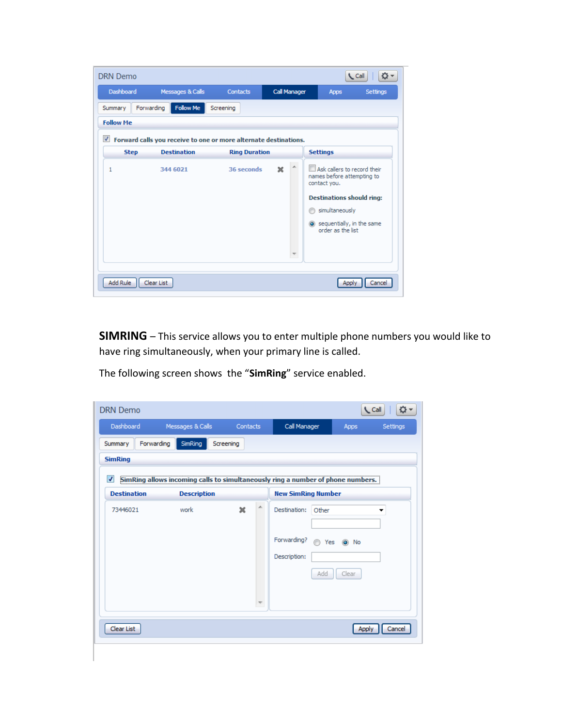DRN Demo

Call

Dashboard | Messages & Calls | Contacts | Call Manager | Apps | Settings

Summary | Forwarding | Follow Me | Screening

**Follow Me**

☑ **Forward calls you receive to one or more alternate destinations.**

| Step | Destination | Ring Duration |
|---|---|---|
| 1 | 344 6021 | 36 seconds |

**Settings**

☐ Ask callers to record their names before attempting to contact you.

**Destinations should ring:**

○ simultaneously

◉ sequentially, in the same order as the list

Add Rule | Clear List | Apply | Cancel

**SIMRING** – This service allows you to enter multiple phone numbers you would like to have ring simultaneously, when your primary line is called.

The following screen shows the "**SimRing**" service enabled.

DRN Demo

Call

Dashboard | Messages & Calls | Contacts | Call Manager | Apps | Settings

Summary | Forwarding | SimRing | Screening

**SimRing**

☑ **SimRing allows incoming calls to simultaneously ring a number of phone numbers.**

| Destination | Description |
|---|---|
| 73446021 | work |

**New SimRing Number**

Destination: Other

Forwarding? ○ Yes ◉ No

Description:

Add | Clear

Clear List | Apply | Cancel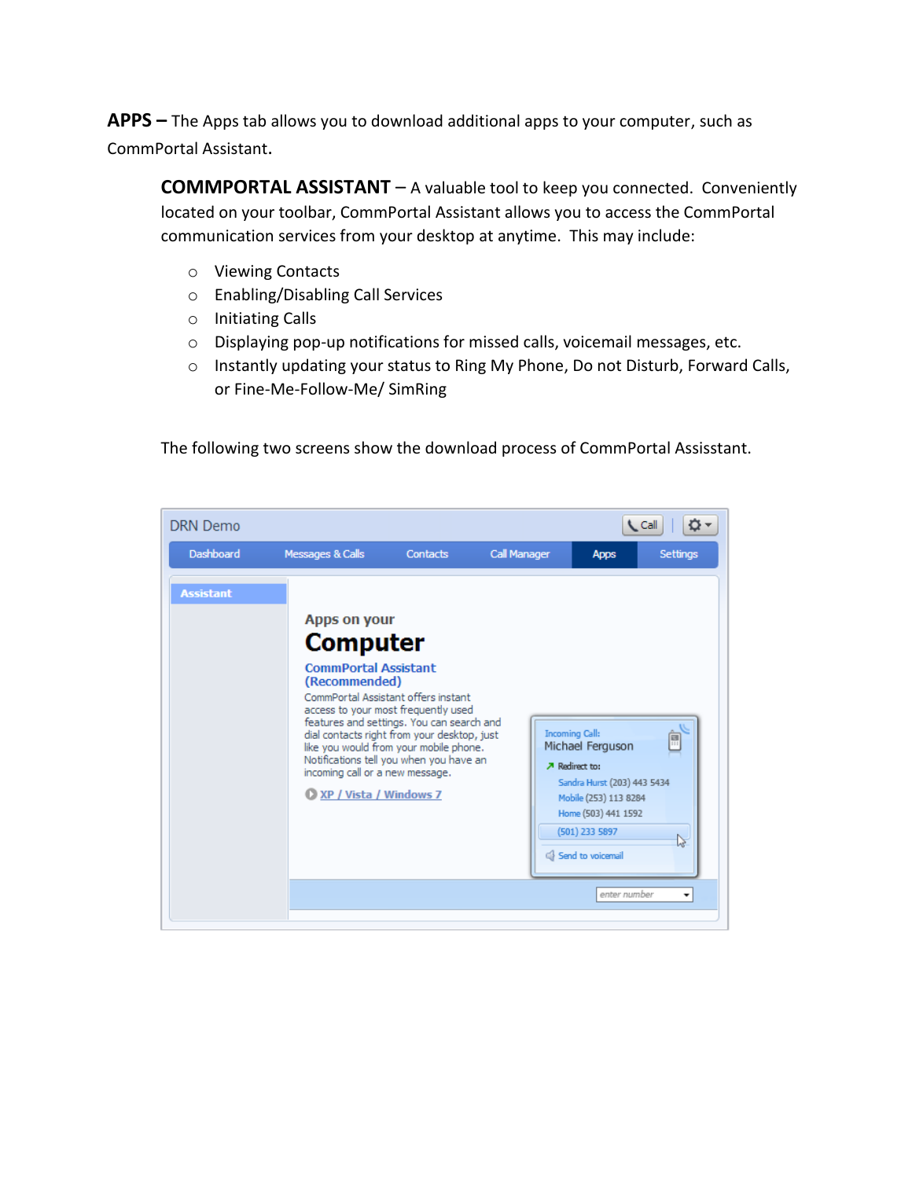**APPS –** The Apps tab allows you to download additional apps to your computer, such as CommPortal Assistant.

**COMMPORTAL ASSISTANT** – A valuable tool to keep you connected. Conveniently located on your toolbar, CommPortal Assistant allows you to access the CommPortal communication services from your desktop at anytime. This may include:

- Viewing Contacts
- Enabling/Disabling Call Services
- Initiating Calls
- Displaying pop-up notifications for missed calls, voicemail messages, etc.
- Instantly updating your status to Ring My Phone, Do not Disturb, Forward Calls, or Fine-Me-Follow-Me/ SimRing

The following two screens show the download process of CommPortal Assisstant.

DRN Demo

Call

Dashboard | Messages & Calls | Contacts | Call Manager | Apps | Settings

Assistant

Apps on your

**Computer**

**CommPortal Assistant (Recommended)**

CommPortal Assistant offers instant access to your most frequently used features and settings. You can search and dial contacts right from your desktop, just like you would from your mobile phone. Notifications tell you when you have an incoming call or a new message.

XP / Vista / Windows 7

Incoming Call:
Michael Ferguson

Redirect to:
Sandra Hurst (203) 443 5434
Mobile (253) 113 8284
Home (503) 441 1592
(501) 233 5897

Send to voicemail

enter number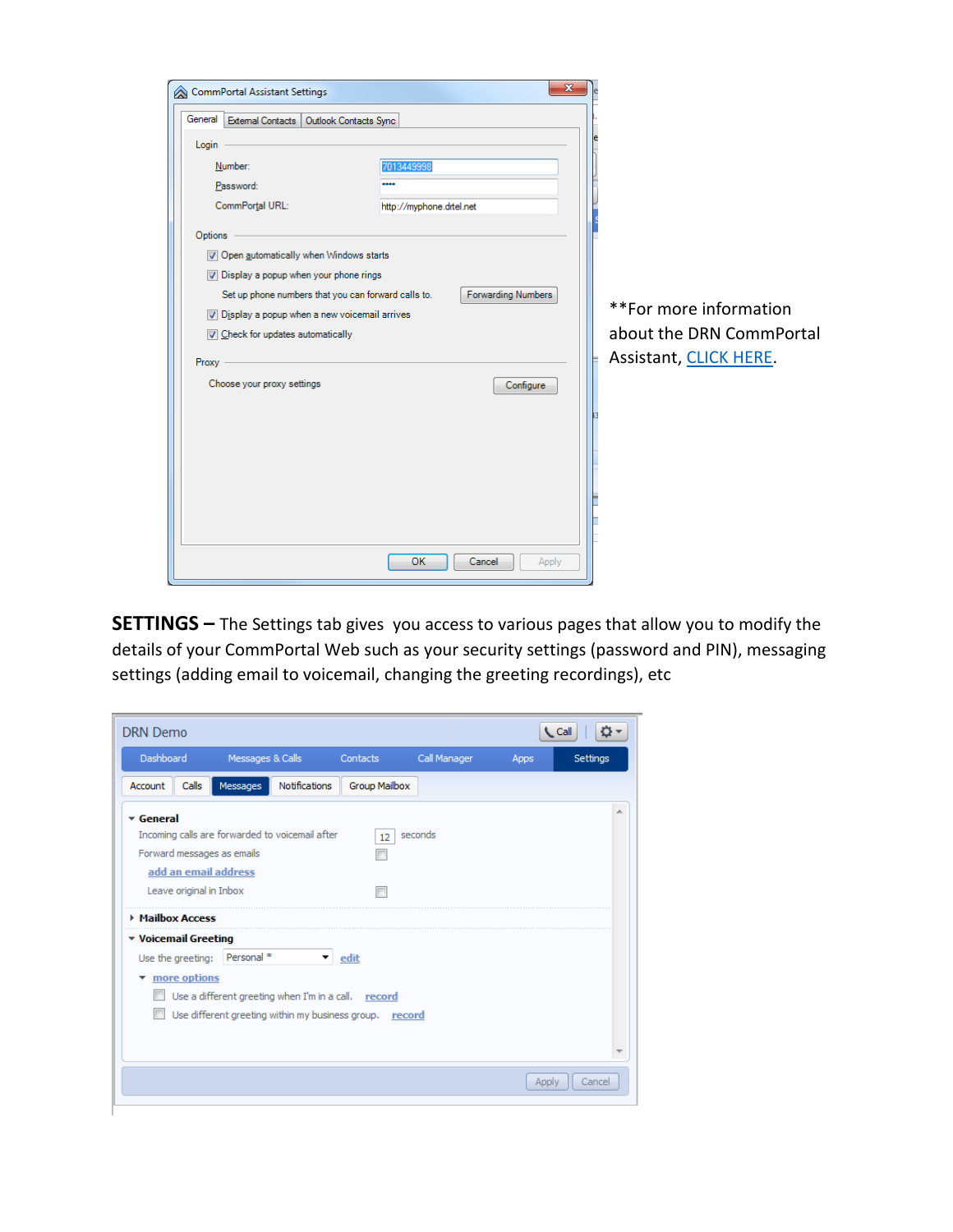**For more information about the DRN CommPortal Assistant, [CLICK HERE](#).

**SETTINGS –** The Settings tab gives you access to various pages that allow you to modify the details of your CommPortal Web such as your security settings (password and PIN), messaging settings (adding email to voicemail, changing the greeting recordings), etc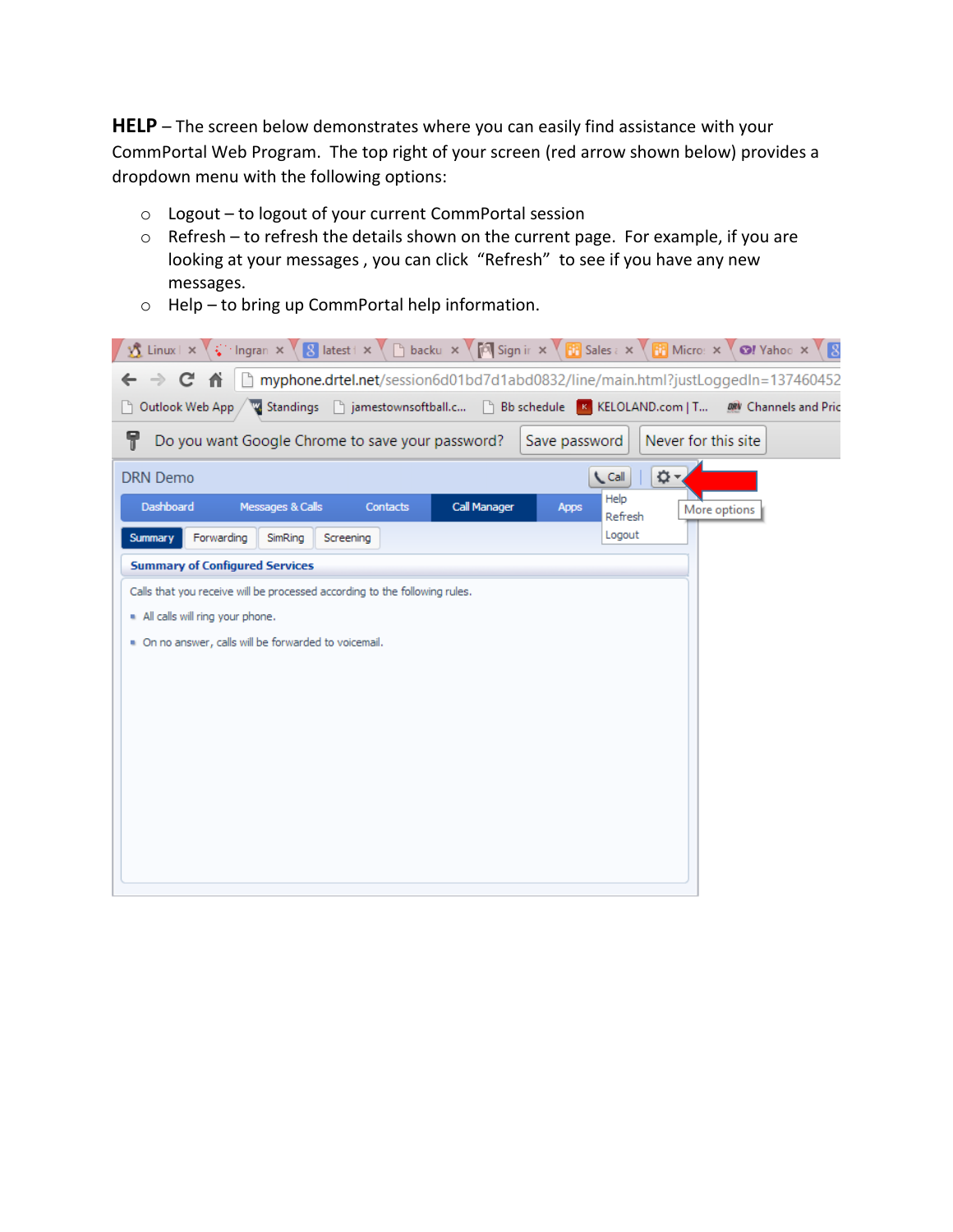**HELP** – The screen below demonstrates where you can easily find assistance with your CommPortal Web Program. The top right of your screen (red arrow shown below) provides a dropdown menu with the following options:

- Logout – to logout of your current CommPortal session
- Refresh – to refresh the details shown on the current page. For example, if you are looking at your messages , you can click "Refresh" to see if you have any new messages.
- Help – to bring up CommPortal help information.